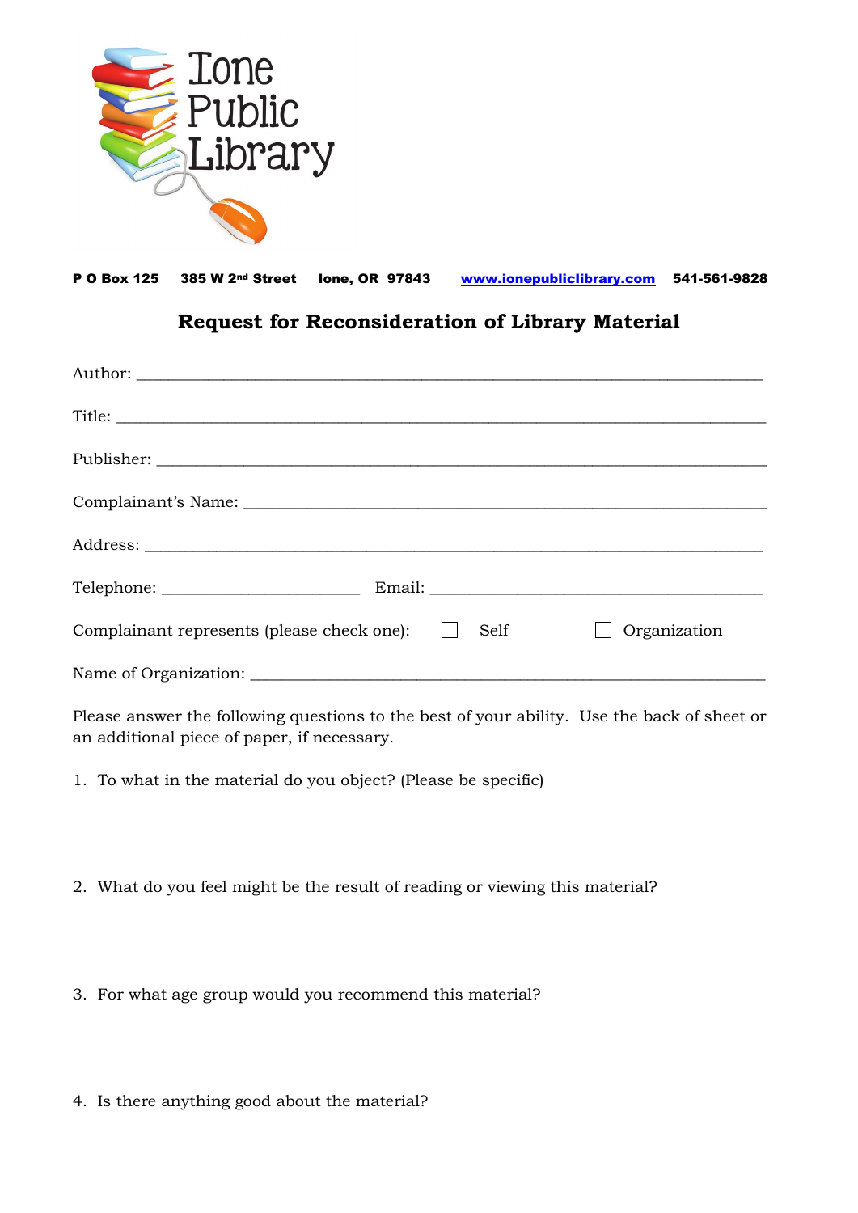Ione Public Library

**P O Box 125    385 W 2nd Street    Ione, OR 97843    www.ionepubliclibrary.com    541-561-9828**

## Request for Reconsideration of Library Material

Author: ___________________________________________________________________

Title: _____________________________________________________________________

Publisher: _________________________________________________________________

Complainant's Name: ________________________________________________________

Address: __________________________________________________________________

Telephone: ______________________ Email: ____________________________________

Complainant represents (please check one): ☐ Self ☐ Organization

Name of Organization: _______________________________________________________

Please answer the following questions to the best of your ability. Use the back of sheet or an additional piece of paper, if necessary.

1. To what in the material do you object? (Please be specific)

2. What do you feel might be the result of reading or viewing this material?

3. For what age group would you recommend this material?

4. Is there anything good about the material?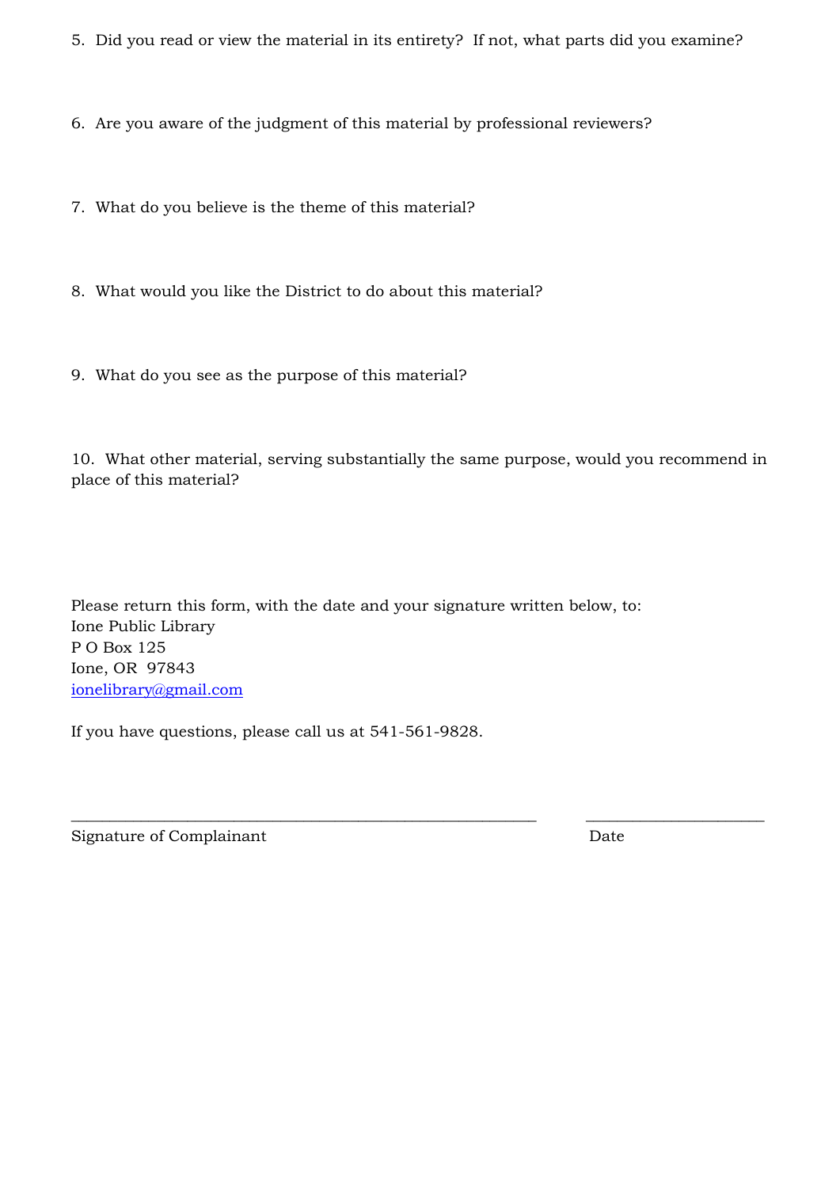5. Did you read or view the material in its entirety? If not, what parts did you examine?

6. Are you aware of the judgment of this material by professional reviewers?

7. What do you believe is the theme of this material?

8. What would you like the District to do about this material?

9. What do you see as the purpose of this material?

10. What other material, serving substantially the same purpose, would you recommend in place of this material?

Please return this form, with the date and your signature written below, to:
Ione Public Library
P O Box 125
Ione, OR 97843
ionelibrary@gmail.com

If you have questions, please call us at 541-561-9828.

\_\_\_\_\_\_\_\_\_\_\_\_\_\_\_\_\_\_\_\_\_\_\_\_\_\_\_\_\_\_\_\_\_\_\_\_\_\_\_\_\_\_\_\_\_\_\_\_\_\_\_\_\_\_\_\_ \_\_\_\_\_\_\_\_\_\_\_\_\_\_\_\_\_\_\_\_\_\_

Signature of Complainant Date